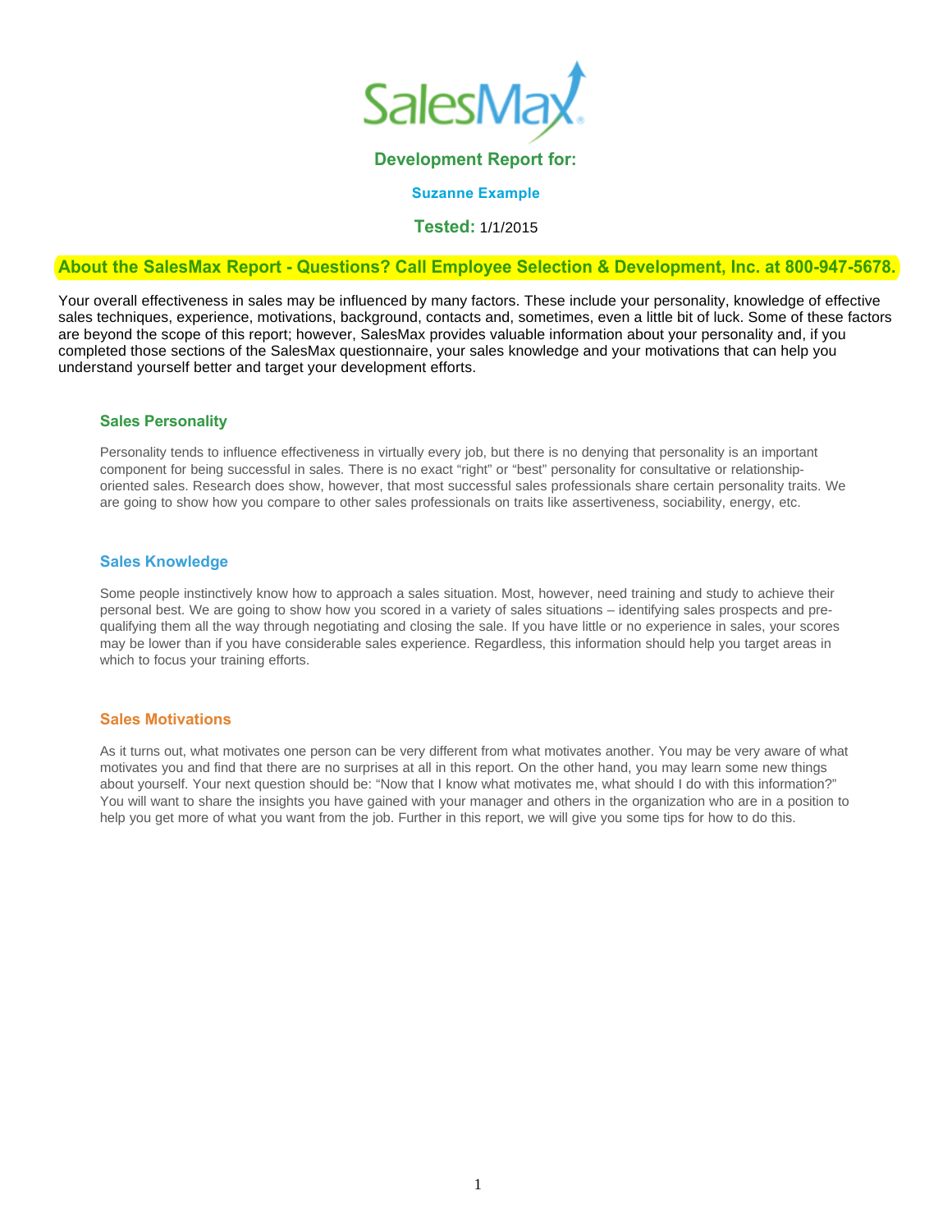# SalesMax

## Development Report for:

**Suzanne Example**

**Tested:** 1/1/2015

## About the SalesMax Report - Questions? Call Employee Selection & Development, Inc. at 800-947-5678.

Your overall effectiveness in sales may be influenced by many factors. These include your personality, knowledge of effective sales techniques, experience, motivations, background, contacts and, sometimes, even a little bit of luck. Some of these factors are beyond the scope of this report; however, SalesMax provides valuable information about your personality and, if you completed those sections of the SalesMax questionnaire, your sales knowledge and your motivations that can help you understand yourself better and target your development efforts.

### Sales Personality

Personality tends to influence effectiveness in virtually every job, but there is no denying that personality is an important component for being successful in sales. There is no exact "right" or "best" personality for consultative or relationship-oriented sales. Research does show, however, that most successful sales professionals share certain personality traits. We are going to show how you compare to other sales professionals on traits like assertiveness, sociability, energy, etc.

### Sales Knowledge

Some people instinctively know how to approach a sales situation. Most, however, need training and study to achieve their personal best. We are going to show how you scored in a variety of sales situations – identifying sales prospects and pre-qualifying them all the way through negotiating and closing the sale. If you have little or no experience in sales, your scores may be lower than if you have considerable sales experience. Regardless, this information should help you target areas in which to focus your training efforts.

### Sales Motivations

As it turns out, what motivates one person can be very different from what motivates another. You may be very aware of what motivates you and find that there are no surprises at all in this report. On the other hand, you may learn some new things about yourself. Your next question should be: "Now that I know what motivates me, what should I do with this information?" You will want to share the insights you have gained with your manager and others in the organization who are in a position to help you get more of what you want from the job. Further in this report, we will give you some tips for how to do this.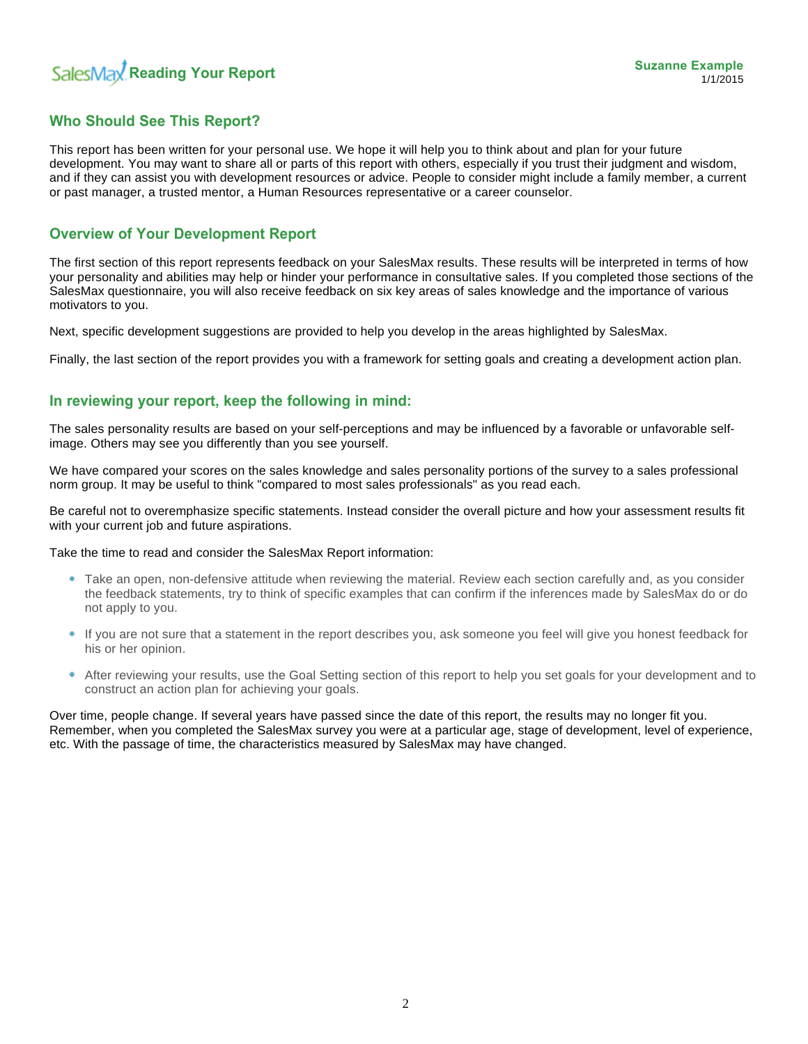## Who Should See This Report?

This report has been written for your personal use. We hope it will help you to think about and plan for your future development. You may want to share all or parts of this report with others, especially if you trust their judgment and wisdom, and if they can assist you with development resources or advice. People to consider might include a family member, a current or past manager, a trusted mentor, a Human Resources representative or a career counselor.

## Overview of Your Development Report

The first section of this report represents feedback on your SalesMax results. These results will be interpreted in terms of how your personality and abilities may help or hinder your performance in consultative sales. If you completed those sections of the SalesMax questionnaire, you will also receive feedback on six key areas of sales knowledge and the importance of various motivators to you.

Next, specific development suggestions are provided to help you develop in the areas highlighted by SalesMax.

Finally, the last section of the report provides you with a framework for setting goals and creating a development action plan.

## In reviewing your report, keep the following in mind:

The sales personality results are based on your self-perceptions and may be influenced by a favorable or unfavorable self-image. Others may see you differently than you see yourself.

We have compared your scores on the sales knowledge and sales personality portions of the survey to a sales professional norm group. It may be useful to think "compared to most sales professionals" as you read each.

Be careful not to overemphasize specific statements. Instead consider the overall picture and how your assessment results fit with your current job and future aspirations.

Take the time to read and consider the SalesMax Report information:

- Take an open, non-defensive attitude when reviewing the material. Review each section carefully and, as you consider the feedback statements, try to think of specific examples that can confirm if the inferences made by SalesMax do or do not apply to you.
- If you are not sure that a statement in the report describes you, ask someone you feel will give you honest feedback for his or her opinion.
- After reviewing your results, use the Goal Setting section of this report to help you set goals for your development and to construct an action plan for achieving your goals.

Over time, people change. If several years have passed since the date of this report, the results may no longer fit you. Remember, when you completed the SalesMax survey you were at a particular age, stage of development, level of experience, etc. With the passage of time, the characteristics measured by SalesMax may have changed.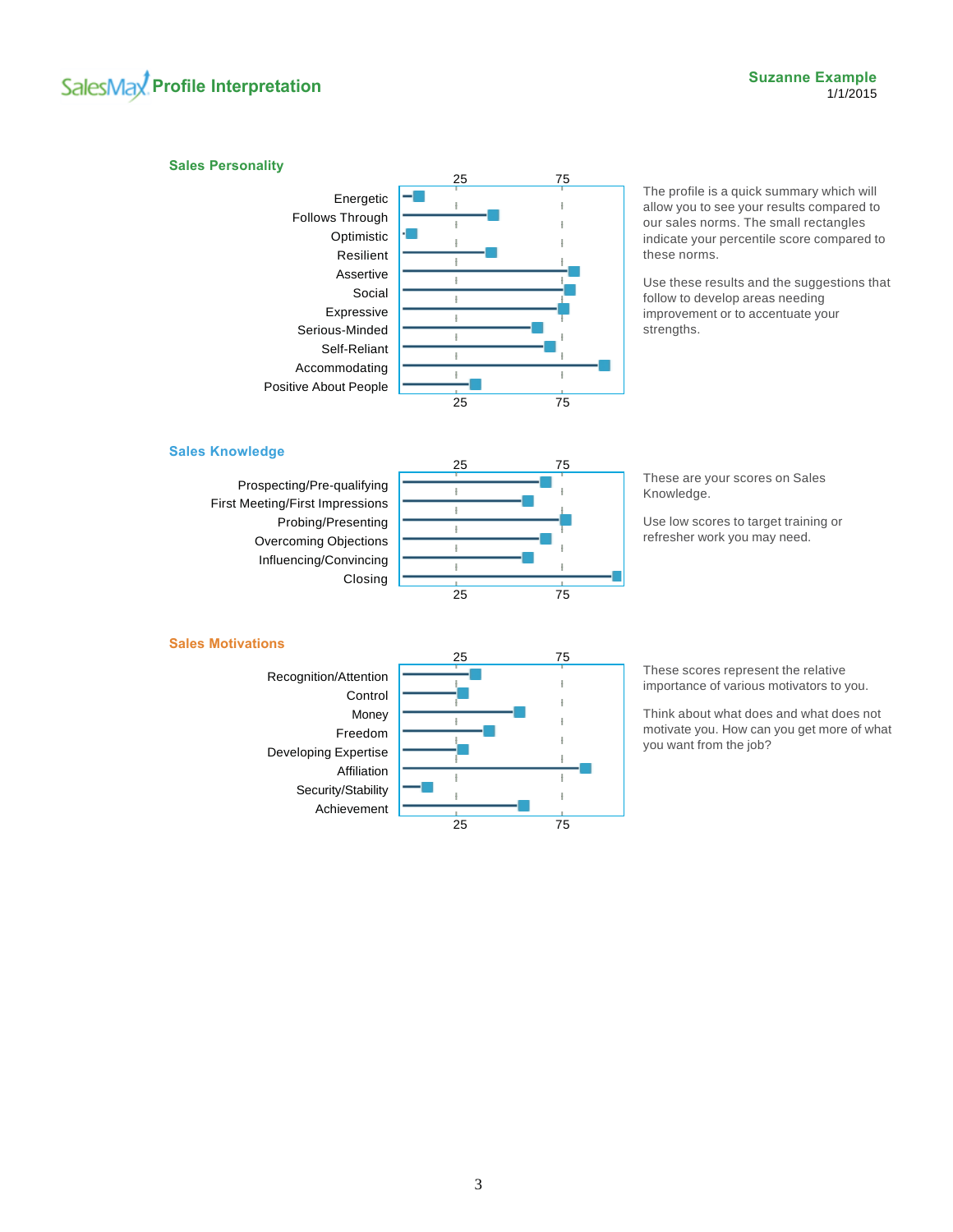# Profile Interpretation

**Suzanne Example**
1/1/2015

## Sales Personality

Energetic
Follows Through
Optimistic
Resilient
Assertive
Social
Expressive
Serious-Minded
Self-Reliant
Accommodating
Positive About People

The profile is a quick summary which will allow you to see your results compared to our sales norms. The small rectangles indicate your percentile score compared to these norms.

Use these results and the suggestions that follow to develop areas needing improvement or to accentuate your strengths.

## Sales Knowledge

Prospecting/Pre-qualifying
First Meeting/First Impressions
Probing/Presenting
Overcoming Objections
Influencing/Convincing
Closing

These are your scores on Sales Knowledge.

Use low scores to target training or refresher work you may need.

## Sales Motivations

Recognition/Attention
Control
Money
Freedom
Developing Expertise
Affiliation
Security/Stability
Achievement

These scores represent the relative importance of various motivators to you.

Think about what does and what does not motivate you. How can you get more of what you want from the job?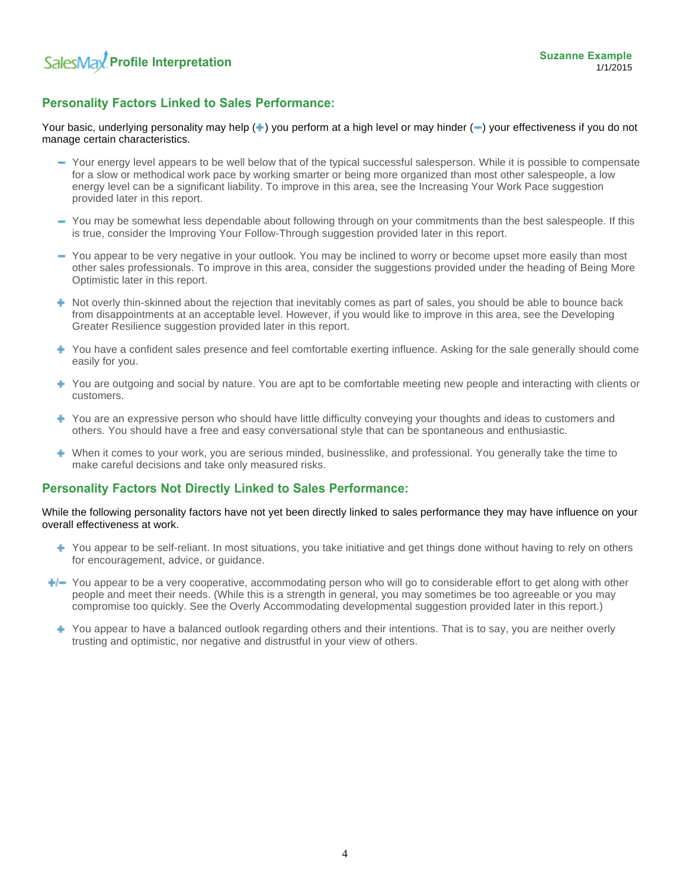## Personality Factors Linked to Sales Performance:

Your basic, underlying personality may help (+) you perform at a high level or may hinder (−) your effectiveness if you do not manage certain characteristics.

- − Your energy level appears to be well below that of the typical successful salesperson. While it is possible to compensate for a slow or methodical work pace by working smarter or being more organized than most other salespeople, a low energy level can be a significant liability. To improve in this area, see the Increasing Your Work Pace suggestion provided later in this report.
- − You may be somewhat less dependable about following through on your commitments than the best salespeople. If this is true, consider the Improving Your Follow-Through suggestion provided later in this report.
- − You appear to be very negative in your outlook. You may be inclined to worry or become upset more easily than most other sales professionals. To improve in this area, consider the suggestions provided under the heading of Being More Optimistic later in this report.
- + Not overly thin-skinned about the rejection that inevitably comes as part of sales, you should be able to bounce back from disappointments at an acceptable level. However, if you would like to improve in this area, see the Developing Greater Resilience suggestion provided later in this report.
- + You have a confident sales presence and feel comfortable exerting influence. Asking for the sale generally should come easily for you.
- + You are outgoing and social by nature. You are apt to be comfortable meeting new people and interacting with clients or customers.
- + You are an expressive person who should have little difficulty conveying your thoughts and ideas to customers and others. You should have a free and easy conversational style that can be spontaneous and enthusiastic.
- + When it comes to your work, you are serious minded, businesslike, and professional. You generally take the time to make careful decisions and take only measured risks.

## Personality Factors Not Directly Linked to Sales Performance:

While the following personality factors have not yet been directly linked to sales performance they may have influence on your overall effectiveness at work.

- + You appear to be self-reliant. In most situations, you take initiative and get things done without having to rely on others for encouragement, advice, or guidance.
- +/− You appear to be a very cooperative, accommodating person who will go to considerable effort to get along with other people and meet their needs. (While this is a strength in general, you may sometimes be too agreeable or you may compromise too quickly. See the Overly Accommodating developmental suggestion provided later in this report.)
- + You appear to have a balanced outlook regarding others and their intentions. That is to say, you are neither overly trusting and optimistic, nor negative and distrustful in your view of others.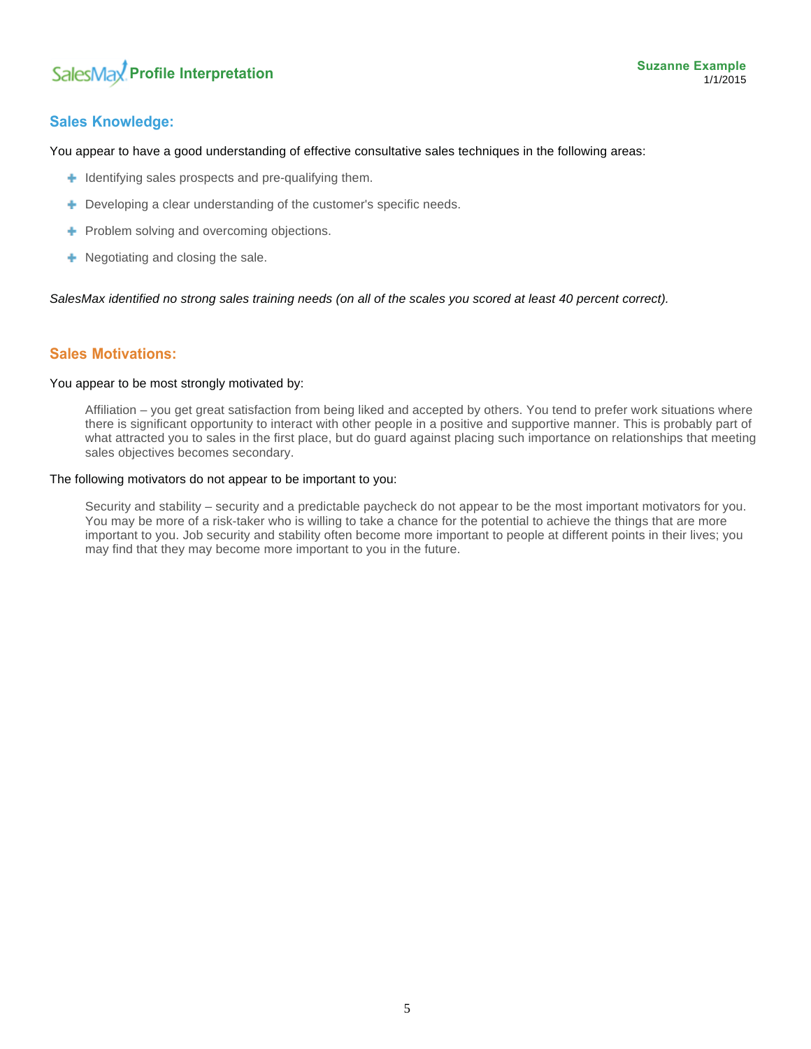## Sales Knowledge:

You appear to have a good understanding of effective consultative sales techniques in the following areas:

- Identifying sales prospects and pre-qualifying them.
- Developing a clear understanding of the customer's specific needs.
- Problem solving and overcoming objections.
- Negotiating and closing the sale.

*SalesMax identified no strong sales training needs (on all of the scales you scored at least 40 percent correct).*

## Sales Motivations:

You appear to be most strongly motivated by:

> Affiliation – you get great satisfaction from being liked and accepted by others. You tend to prefer work situations where there is significant opportunity to interact with other people in a positive and supportive manner. This is probably part of what attracted you to sales in the first place, but do guard against placing such importance on relationships that meeting sales objectives becomes secondary.

The following motivators do not appear to be important to you:

> Security and stability – security and a predictable paycheck do not appear to be the most important motivators for you. You may be more of a risk-taker who is willing to take a chance for the potential to achieve the things that are more important to you. Job security and stability often become more important to people at different points in their lives; you may find that they may become more important to you in the future.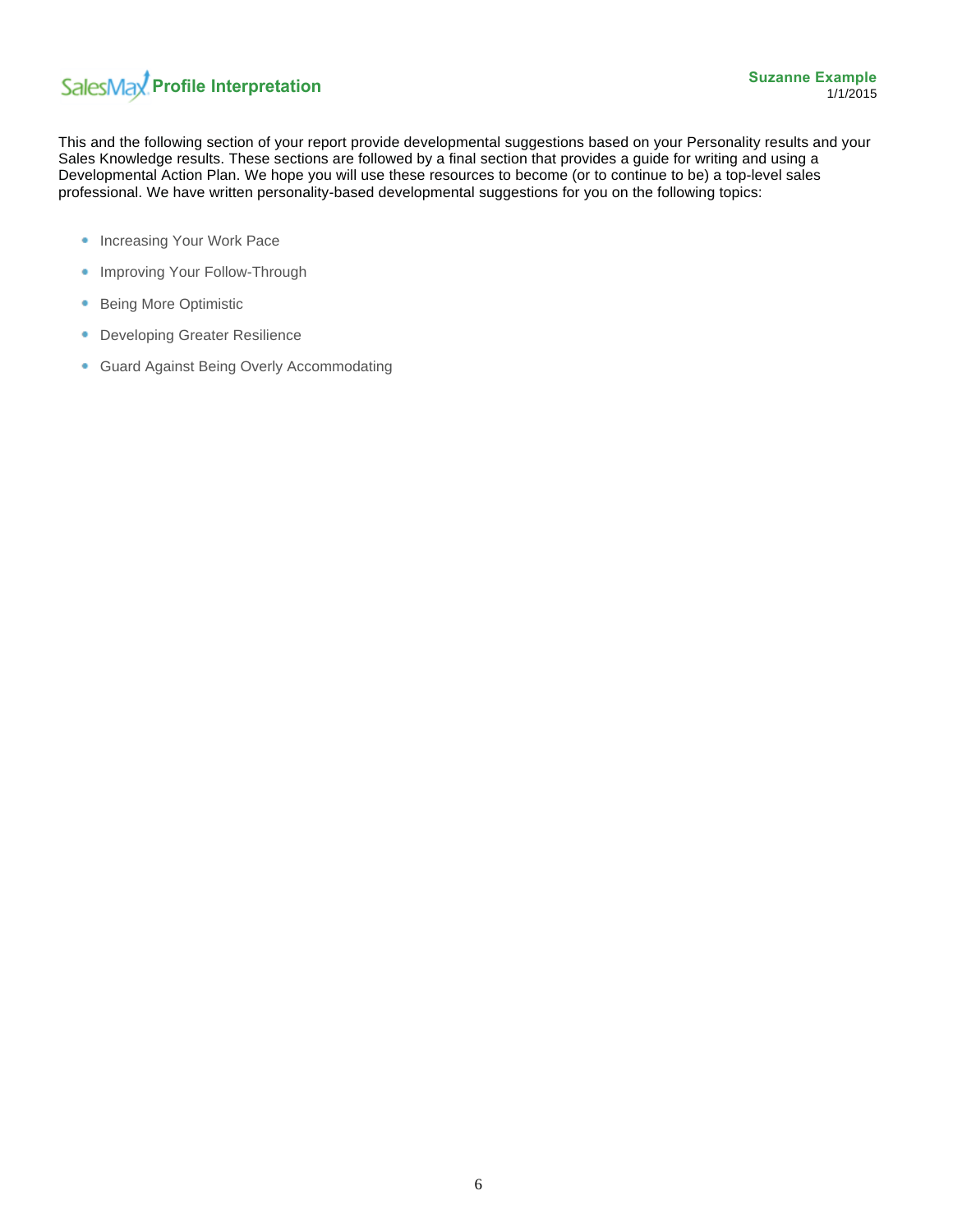# Profile Interpretation

This and the following section of your report provide developmental suggestions based on your Personality results and your Sales Knowledge results. These sections are followed by a final section that provides a guide for writing and using a Developmental Action Plan. We hope you will use these resources to become (or to continue to be) a top-level sales professional. We have written personality-based developmental suggestions for you on the following topics:

- Increasing Your Work Pace
- Improving Your Follow-Through
- Being More Optimistic
- Developing Greater Resilience
- Guard Against Being Overly Accommodating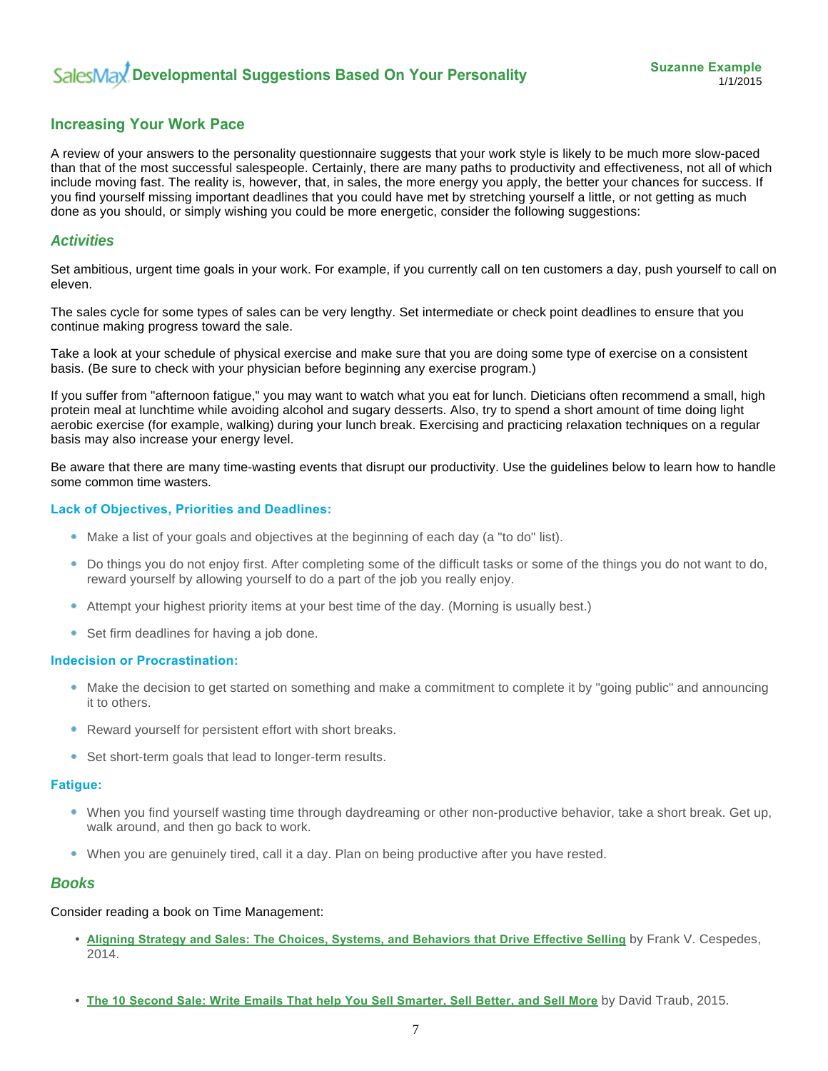## Increasing Your Work Pace

A review of your answers to the personality questionnaire suggests that your work style is likely to be much more slow-paced than that of the most successful salespeople. Certainly, there are many paths to productivity and effectiveness, not all of which include moving fast. The reality is, however, that, in sales, the more energy you apply, the better your chances for success. If you find yourself missing important deadlines that you could have met by stretching yourself a little, or not getting as much done as you should, or simply wishing you could be more energetic, consider the following suggestions:

### *Activities*

Set ambitious, urgent time goals in your work. For example, if you currently call on ten customers a day, push yourself to call on eleven.

The sales cycle for some types of sales can be very lengthy. Set intermediate or check point deadlines to ensure that you continue making progress toward the sale.

Take a look at your schedule of physical exercise and make sure that you are doing some type of exercise on a consistent basis. (Be sure to check with your physician before beginning any exercise program.)

If you suffer from "afternoon fatigue," you may want to watch what you eat for lunch. Dieticians often recommend a small, high protein meal at lunchtime while avoiding alcohol and sugary desserts. Also, try to spend a short amount of time doing light aerobic exercise (for example, walking) during your lunch break. Exercising and practicing relaxation techniques on a regular basis may also increase your energy level.

Be aware that there are many time-wasting events that disrupt our productivity. Use the guidelines below to learn how to handle some common time wasters.

#### Lack of Objectives, Priorities and Deadlines:

- Make a list of your goals and objectives at the beginning of each day (a "to do" list).
- Do things you do not enjoy first. After completing some of the difficult tasks or some of the things you do not want to do, reward yourself by allowing yourself to do a part of the job you really enjoy.
- Attempt your highest priority items at your best time of the day. (Morning is usually best.)
- Set firm deadlines for having a job done.

#### Indecision or Procrastination:

- Make the decision to get started on something and make a commitment to complete it by "going public" and announcing it to others.
- Reward yourself for persistent effort with short breaks.
- Set short-term goals that lead to longer-term results.

#### Fatigue:

- When you find yourself wasting time through daydreaming or other non-productive behavior, take a short break. Get up, walk around, and then go back to work.
- When you are genuinely tired, call it a day. Plan on being productive after you have rested.

### *Books*

Consider reading a book on Time Management:

- **Aligning Strategy and Sales: The Choices, Systems, and Behaviors that Drive Effective Selling** by Frank V. Cespedes, 2014.
- **The 10 Second Sale: Write Emails That help You Sell Smarter, Sell Better, and Sell More** by David Traub, 2015.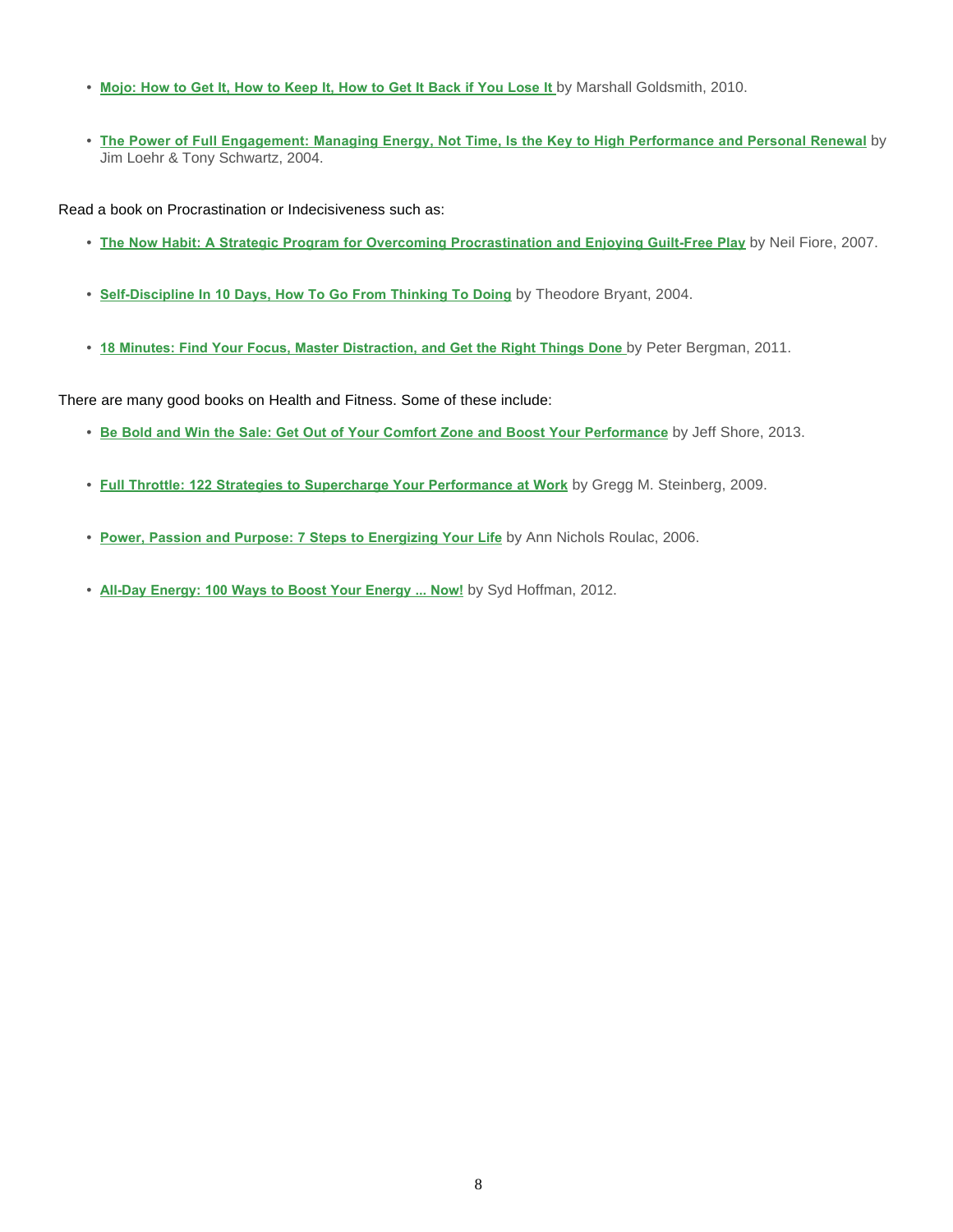- **Mojo: How to Get It, How to Keep It, How to Get It Back if You Lose It** by Marshall Goldsmith, 2010.

- **The Power of Full Engagement: Managing Energy, Not Time, Is the Key to High Performance and Personal Renewal** by Jim Loehr & Tony Schwartz, 2004.

Read a book on Procrastination or Indecisiveness such as:

- **The Now Habit: A Strategic Program for Overcoming Procrastination and Enjoying Guilt-Free Play** by Neil Fiore, 2007.

- **Self-Discipline In 10 Days, How To Go From Thinking To Doing** by Theodore Bryant, 2004.

- **18 Minutes: Find Your Focus, Master Distraction, and Get the Right Things Done** by Peter Bergman, 2011.

There are many good books on Health and Fitness. Some of these include:

- **Be Bold and Win the Sale: Get Out of Your Comfort Zone and Boost Your Performance** by Jeff Shore, 2013.

- **Full Throttle: 122 Strategies to Supercharge Your Performance at Work** by Gregg M. Steinberg, 2009.

- **Power, Passion and Purpose: 7 Steps to Energizing Your Life** by Ann Nichols Roulac, 2006.

- **All-Day Energy: 100 Ways to Boost Your Energy ... Now!** by Syd Hoffman, 2012.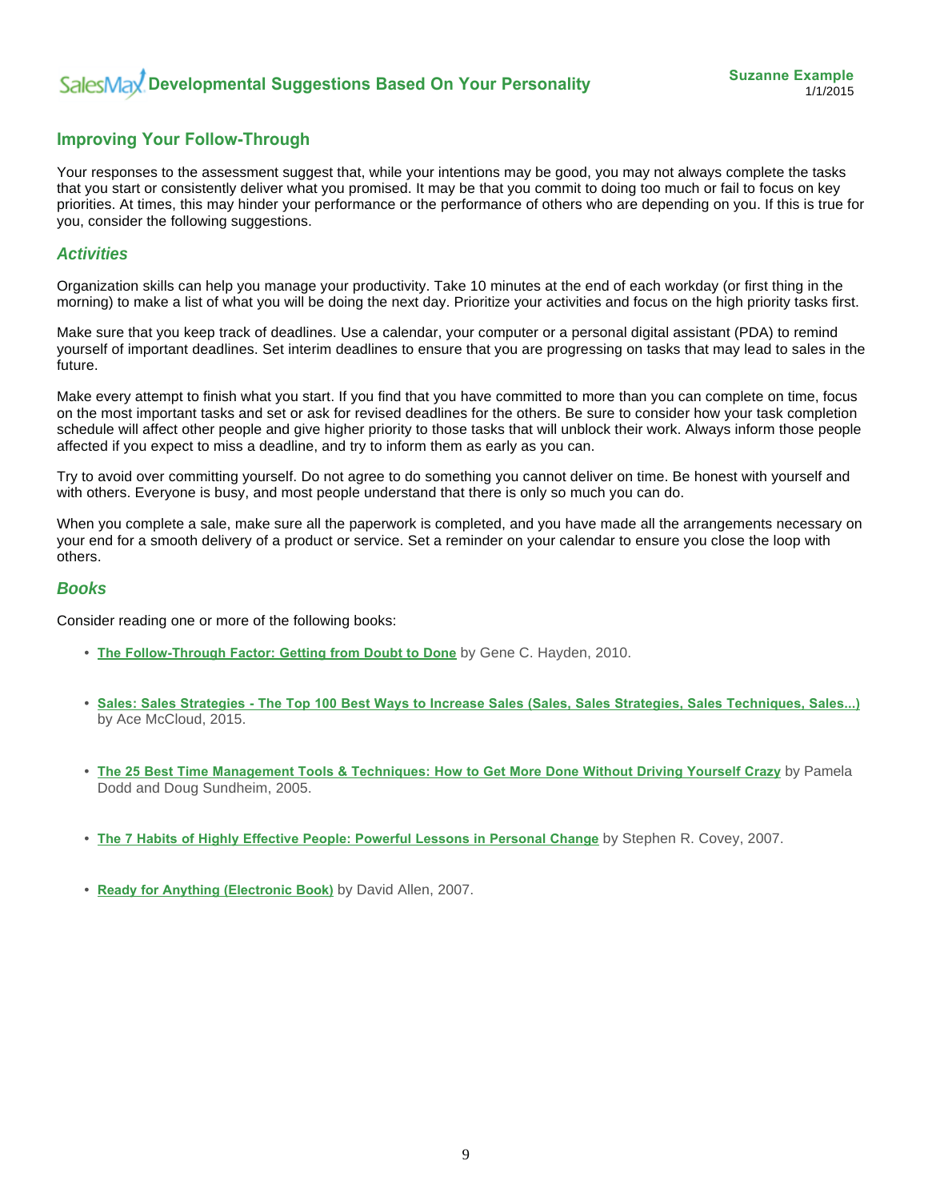## Improving Your Follow-Through

Your responses to the assessment suggest that, while your intentions may be good, you may not always complete the tasks that you start or consistently deliver what you promised. It may be that you commit to doing too much or fail to focus on key priorities. At times, this may hinder your performance or the performance of others who are depending on you. If this is true for you, consider the following suggestions.

### *Activities*

Organization skills can help you manage your productivity. Take 10 minutes at the end of each workday (or first thing in the morning) to make a list of what you will be doing the next day. Prioritize your activities and focus on the high priority tasks first.

Make sure that you keep track of deadlines. Use a calendar, your computer or a personal digital assistant (PDA) to remind yourself of important deadlines. Set interim deadlines to ensure that you are progressing on tasks that may lead to sales in the future.

Make every attempt to finish what you start. If you find that you have committed to more than you can complete on time, focus on the most important tasks and set or ask for revised deadlines for the others. Be sure to consider how your task completion schedule will affect other people and give higher priority to those tasks that will unblock their work. Always inform those people affected if you expect to miss a deadline, and try to inform them as early as you can.

Try to avoid over committing yourself. Do not agree to do something you cannot deliver on time. Be honest with yourself and with others. Everyone is busy, and most people understand that there is only so much you can do.

When you complete a sale, make sure all the paperwork is completed, and you have made all the arrangements necessary on your end for a smooth delivery of a product or service. Set a reminder on your calendar to ensure you close the loop with others.

### *Books*

Consider reading one or more of the following books:

- **The Follow-Through Factor: Getting from Doubt to Done** by Gene C. Hayden, 2010.
- **Sales: Sales Strategies - The Top 100 Best Ways to Increase Sales (Sales, Sales Strategies, Sales Techniques, Sales...)** by Ace McCloud, 2015.
- **The 25 Best Time Management Tools & Techniques: How to Get More Done Without Driving Yourself Crazy** by Pamela Dodd and Doug Sundheim, 2005.
- **The 7 Habits of Highly Effective People: Powerful Lessons in Personal Change** by Stephen R. Covey, 2007.
- **Ready for Anything (Electronic Book)** by David Allen, 2007.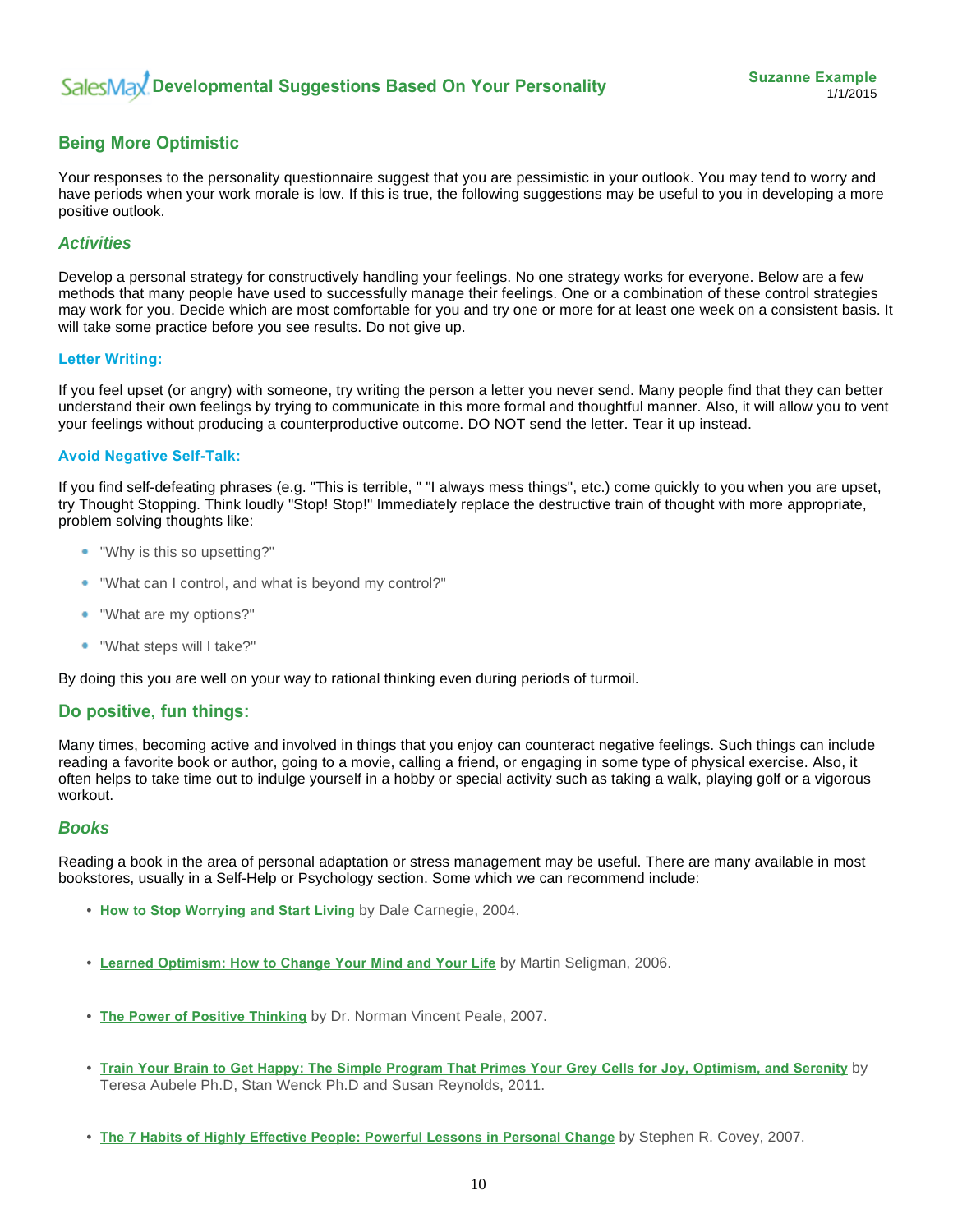## Being More Optimistic

Your responses to the personality questionnaire suggest that you are pessimistic in your outlook. You may tend to worry and have periods when your work morale is low. If this is true, the following suggestions may be useful to you in developing a more positive outlook.

### *Activities*

Develop a personal strategy for constructively handling your feelings. No one strategy works for everyone. Below are a few methods that many people have used to successfully manage their feelings. One or a combination of these control strategies may work for you. Decide which are most comfortable for you and try one or more for at least one week on a consistent basis. It will take some practice before you see results. Do not give up.

#### Letter Writing:

If you feel upset (or angry) with someone, try writing the person a letter you never send. Many people find that they can better understand their own feelings by trying to communicate in this more formal and thoughtful manner. Also, it will allow you to vent your feelings without producing a counterproductive outcome. DO NOT send the letter. Tear it up instead.

#### Avoid Negative Self-Talk:

If you find self-defeating phrases (e.g. "This is terrible, " "I always mess things", etc.) come quickly to you when you are upset, try Thought Stopping. Think loudly "Stop! Stop!" Immediately replace the destructive train of thought with more appropriate, problem solving thoughts like:

- "Why is this so upsetting?"
- "What can I control, and what is beyond my control?"
- "What are my options?"
- "What steps will I take?"

By doing this you are well on your way to rational thinking even during periods of turmoil.

## Do positive, fun things:

Many times, becoming active and involved in things that you enjoy can counteract negative feelings. Such things can include reading a favorite book or author, going to a movie, calling a friend, or engaging in some type of physical exercise. Also, it often helps to take time out to indulge yourself in a hobby or special activity such as taking a walk, playing golf or a vigorous workout.

### *Books*

Reading a book in the area of personal adaptation or stress management may be useful. There are many available in most bookstores, usually in a Self-Help or Psychology section. Some which we can recommend include:

- **How to Stop Worrying and Start Living** by Dale Carnegie, 2004.
- **Learned Optimism: How to Change Your Mind and Your Life** by Martin Seligman, 2006.
- **The Power of Positive Thinking** by Dr. Norman Vincent Peale, 2007.
- **Train Your Brain to Get Happy: The Simple Program That Primes Your Grey Cells for Joy, Optimism, and Serenity** by Teresa Aubele Ph.D, Stan Wenck Ph.D and Susan Reynolds, 2011.
- **The 7 Habits of Highly Effective People: Powerful Lessons in Personal Change** by Stephen R. Covey, 2007.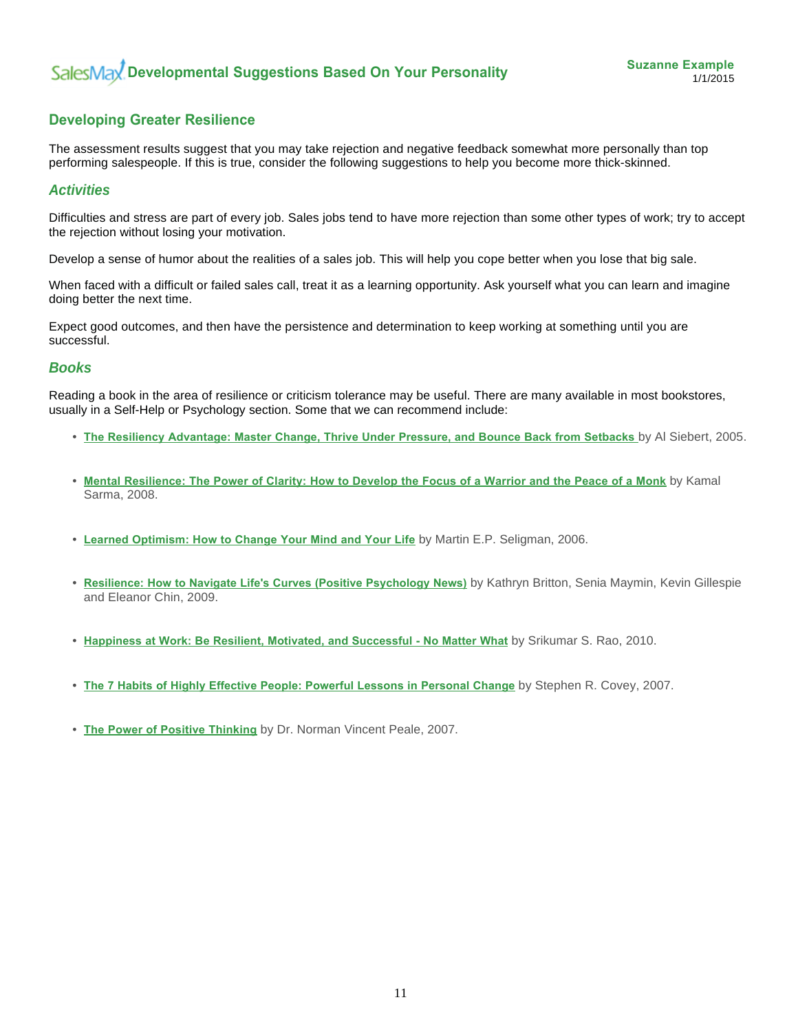## Developing Greater Resilience

The assessment results suggest that you may take rejection and negative feedback somewhat more personally than top performing salespeople. If this is true, consider the following suggestions to help you become more thick-skinned.

### *Activities*

Difficulties and stress are part of every job. Sales jobs tend to have more rejection than some other types of work; try to accept the rejection without losing your motivation.

Develop a sense of humor about the realities of a sales job. This will help you cope better when you lose that big sale.

When faced with a difficult or failed sales call, treat it as a learning opportunity. Ask yourself what you can learn and imagine doing better the next time.

Expect good outcomes, and then have the persistence and determination to keep working at something until you are successful.

### *Books*

Reading a book in the area of resilience or criticism tolerance may be useful. There are many available in most bookstores, usually in a Self-Help or Psychology section. Some that we can recommend include:

- **The Resiliency Advantage: Master Change, Thrive Under Pressure, and Bounce Back from Setbacks** by Al Siebert, 2005.
- **Mental Resilience: The Power of Clarity: How to Develop the Focus of a Warrior and the Peace of a Monk** by Kamal Sarma, 2008.
- **Learned Optimism: How to Change Your Mind and Your Life** by Martin E.P. Seligman, 2006.
- **Resilience: How to Navigate Life's Curves (Positive Psychology News)** by Kathryn Britton, Senia Maymin, Kevin Gillespie and Eleanor Chin, 2009.
- **Happiness at Work: Be Resilient, Motivated, and Successful - No Matter What** by Srikumar S. Rao, 2010.
- **The 7 Habits of Highly Effective People: Powerful Lessons in Personal Change** by Stephen R. Covey, 2007.
- **The Power of Positive Thinking** by Dr. Norman Vincent Peale, 2007.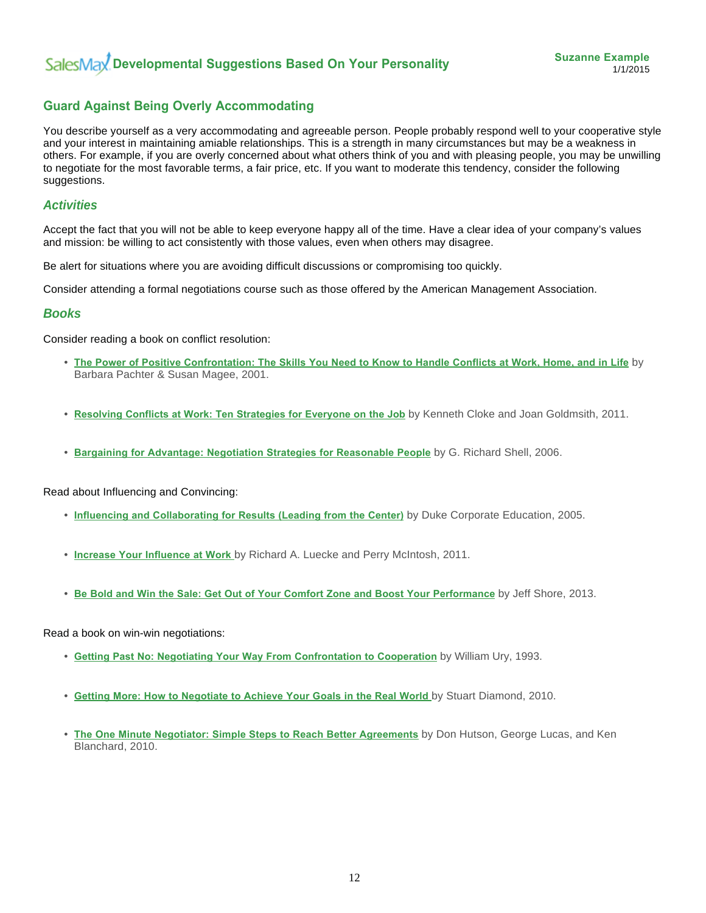## Guard Against Being Overly Accommodating

You describe yourself as a very accommodating and agreeable person. People probably respond well to your cooperative style and your interest in maintaining amiable relationships. This is a strength in many circumstances but may be a weakness in others. For example, if you are overly concerned about what others think of you and with pleasing people, you may be unwilling to negotiate for the most favorable terms, a fair price, etc. If you want to moderate this tendency, consider the following suggestions.

### *Activities*

Accept the fact that you will not be able to keep everyone happy all of the time. Have a clear idea of your company's values and mission: be willing to act consistently with those values, even when others may disagree.

Be alert for situations where you are avoiding difficult discussions or compromising too quickly.

Consider attending a formal negotiations course such as those offered by the American Management Association.

### *Books*

Consider reading a book on conflict resolution:

- **The Power of Positive Confrontation: The Skills You Need to Know to Handle Conflicts at Work, Home, and in Life** by Barbara Pachter & Susan Magee, 2001.
- **Resolving Conflicts at Work: Ten Strategies for Everyone on the Job** by Kenneth Cloke and Joan Goldmsith, 2011.
- **Bargaining for Advantage: Negotiation Strategies for Reasonable People** by G. Richard Shell, 2006.

Read about Influencing and Convincing:

- **Influencing and Collaborating for Results (Leading from the Center)** by Duke Corporate Education, 2005.
- **Increase Your Influence at Work** by Richard A. Luecke and Perry McIntosh, 2011.
- **Be Bold and Win the Sale: Get Out of Your Comfort Zone and Boost Your Performance** by Jeff Shore, 2013.

Read a book on win-win negotiations:

- **Getting Past No: Negotiating Your Way From Confrontation to Cooperation** by William Ury, 1993.
- **Getting More: How to Negotiate to Achieve Your Goals in the Real World** by Stuart Diamond, 2010.
- **The One Minute Negotiator: Simple Steps to Reach Better Agreements** by Don Hutson, George Lucas, and Ken Blanchard, 2010.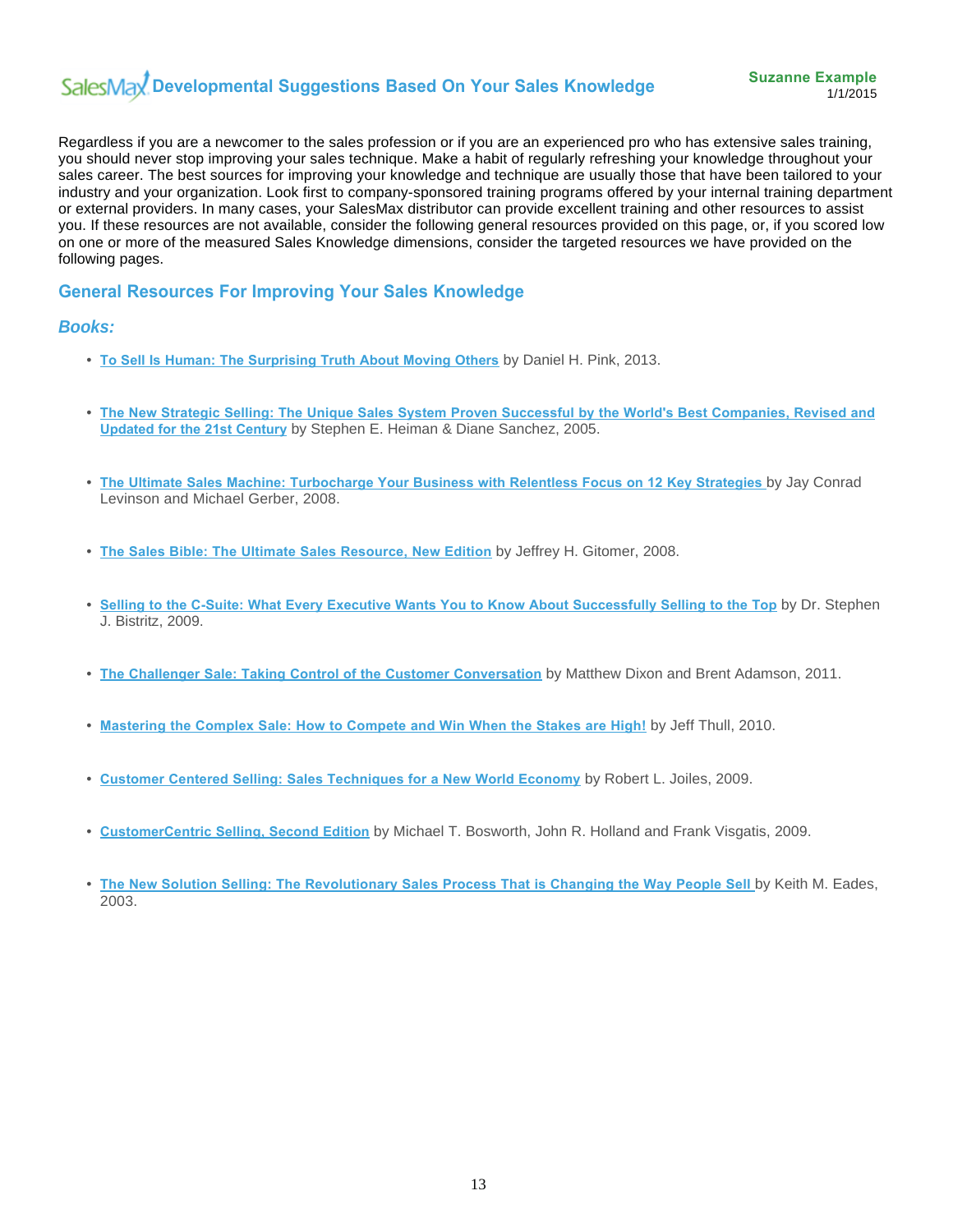# Developmental Suggestions Based On Your Sales Knowledge

Regardless if you are a newcomer to the sales profession or if you are an experienced pro who has extensive sales training, you should never stop improving your sales technique. Make a habit of regularly refreshing your knowledge throughout your sales career. The best sources for improving your knowledge and technique are usually those that have been tailored to your industry and your organization. Look first to company-sponsored training programs offered by your internal training department or external providers. In many cases, your SalesMax distributor can provide excellent training and other resources to assist you. If these resources are not available, consider the following general resources provided on this page, or, if you scored low on one or more of the measured Sales Knowledge dimensions, consider the targeted resources we have provided on the following pages.

## General Resources For Improving Your Sales Knowledge

### *Books:*

- **To Sell Is Human: The Surprising Truth About Moving Others** by Daniel H. Pink, 2013.
- **The New Strategic Selling: The Unique Sales System Proven Successful by the World's Best Companies, Revised and Updated for the 21st Century** by Stephen E. Heiman & Diane Sanchez, 2005.
- **The Ultimate Sales Machine: Turbocharge Your Business with Relentless Focus on 12 Key Strategies** by Jay Conrad Levinson and Michael Gerber, 2008.
- **The Sales Bible: The Ultimate Sales Resource, New Edition** by Jeffrey H. Gitomer, 2008.
- **Selling to the C-Suite: What Every Executive Wants You to Know About Successfully Selling to the Top** by Dr. Stephen J. Bistritz, 2009.
- **The Challenger Sale: Taking Control of the Customer Conversation** by Matthew Dixon and Brent Adamson, 2011.
- **Mastering the Complex Sale: How to Compete and Win When the Stakes are High!** by Jeff Thull, 2010.
- **Customer Centered Selling: Sales Techniques for a New World Economy** by Robert L. Joiles, 2009.
- **CustomerCentric Selling, Second Edition** by Michael T. Bosworth, John R. Holland and Frank Visgatis, 2009.
- **The New Solution Selling: The Revolutionary Sales Process That is Changing the Way People Sell** by Keith M. Eades, 2003.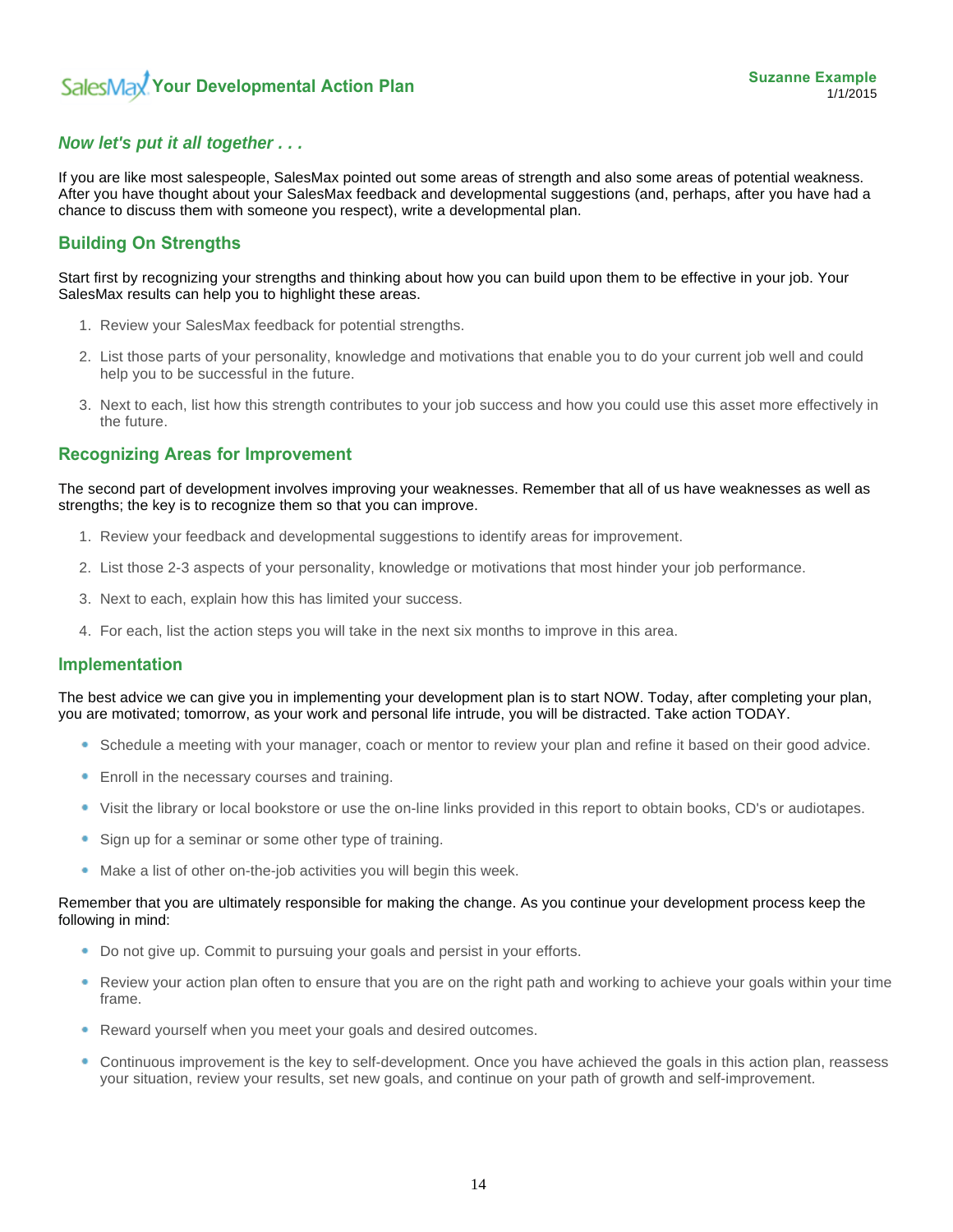# Your Developmental Action Plan

**Suzanne Example**
1/1/2015

## *Now let's put it all together . . .*

If you are like most salespeople, SalesMax pointed out some areas of strength and also some areas of potential weakness. After you have thought about your SalesMax feedback and developmental suggestions (and, perhaps, after you have had a chance to discuss them with someone you respect), write a developmental plan.

## Building On Strengths

Start first by recognizing your strengths and thinking about how you can build upon them to be effective in your job. Your SalesMax results can help you to highlight these areas.

1. Review your SalesMax feedback for potential strengths.
2. List those parts of your personality, knowledge and motivations that enable you to do your current job well and could help you to be successful in the future.
3. Next to each, list how this strength contributes to your job success and how you could use this asset more effectively in the future.

## Recognizing Areas for Improvement

The second part of development involves improving your weaknesses. Remember that all of us have weaknesses as well as strengths; the key is to recognize them so that you can improve.

1. Review your feedback and developmental suggestions to identify areas for improvement.
2. List those 2-3 aspects of your personality, knowledge or motivations that most hinder your job performance.
3. Next to each, explain how this has limited your success.
4. For each, list the action steps you will take in the next six months to improve in this area.

## Implementation

The best advice we can give you in implementing your development plan is to start NOW. Today, after completing your plan, you are motivated; tomorrow, as your work and personal life intrude, you will be distracted. Take action TODAY.

- Schedule a meeting with your manager, coach or mentor to review your plan and refine it based on their good advice.
- Enroll in the necessary courses and training.
- Visit the library or local bookstore or use the on-line links provided in this report to obtain books, CD's or audiotapes.
- Sign up for a seminar or some other type of training.
- Make a list of other on-the-job activities you will begin this week.

Remember that you are ultimately responsible for making the change. As you continue your development process keep the following in mind:

- Do not give up. Commit to pursuing your goals and persist in your efforts.
- Review your action plan often to ensure that you are on the right path and working to achieve your goals within your time frame.
- Reward yourself when you meet your goals and desired outcomes.
- Continuous improvement is the key to self-development. Once you have achieved the goals in this action plan, reassess your situation, review your results, set new goals, and continue on your path of growth and self-improvement.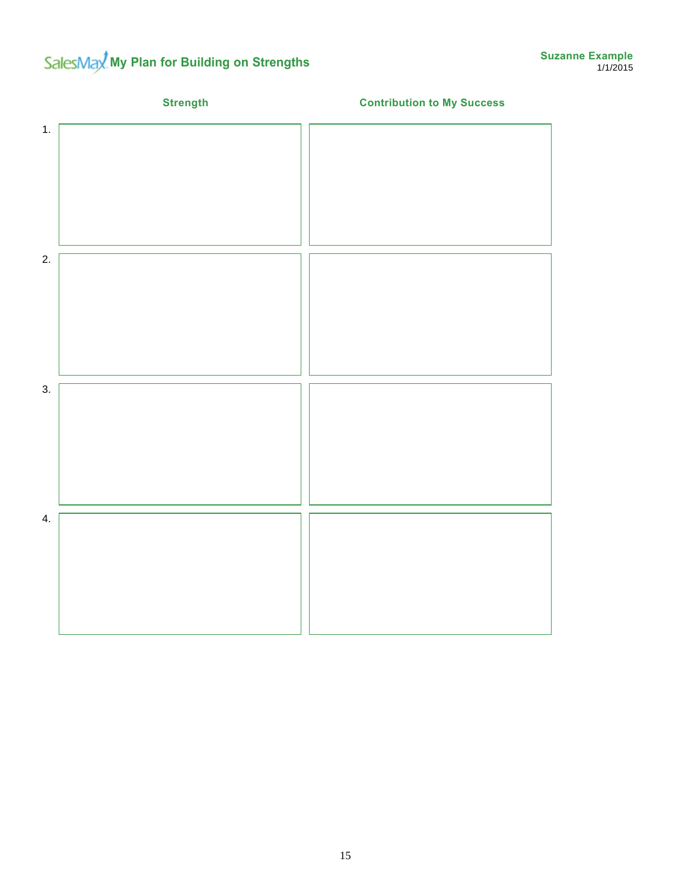# SalesMax My Plan for Building on Strengths

**Suzanne Example**
1/1/2015

| | Strength | Contribution to My Success |
|---|---|---|
| 1. | | |
| 2. | | |
| 3. | | |
| 4. | | |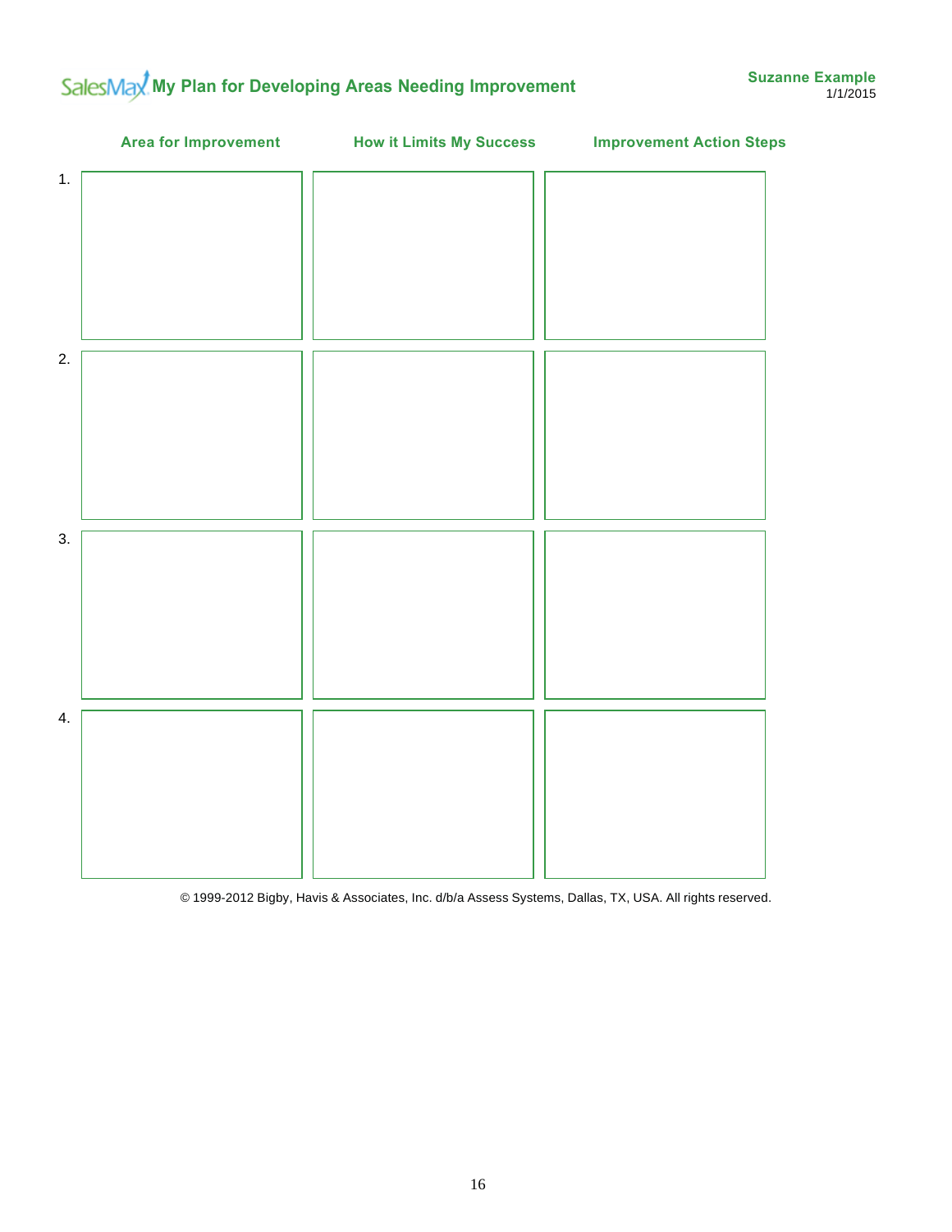# SalesMax My Plan for Developing Areas Needing Improvement

**Suzanne Example**
1/1/2015

| | Area for Improvement | How it Limits My Success | Improvement Action Steps |
|---|---|---|---|
| 1. | | | |
| 2. | | | |
| 3. | | | |
| 4. | | | |

© 1999-2012 Bigby, Havis & Associates, Inc. d/b/a Assess Systems, Dallas, TX, USA. All rights reserved.